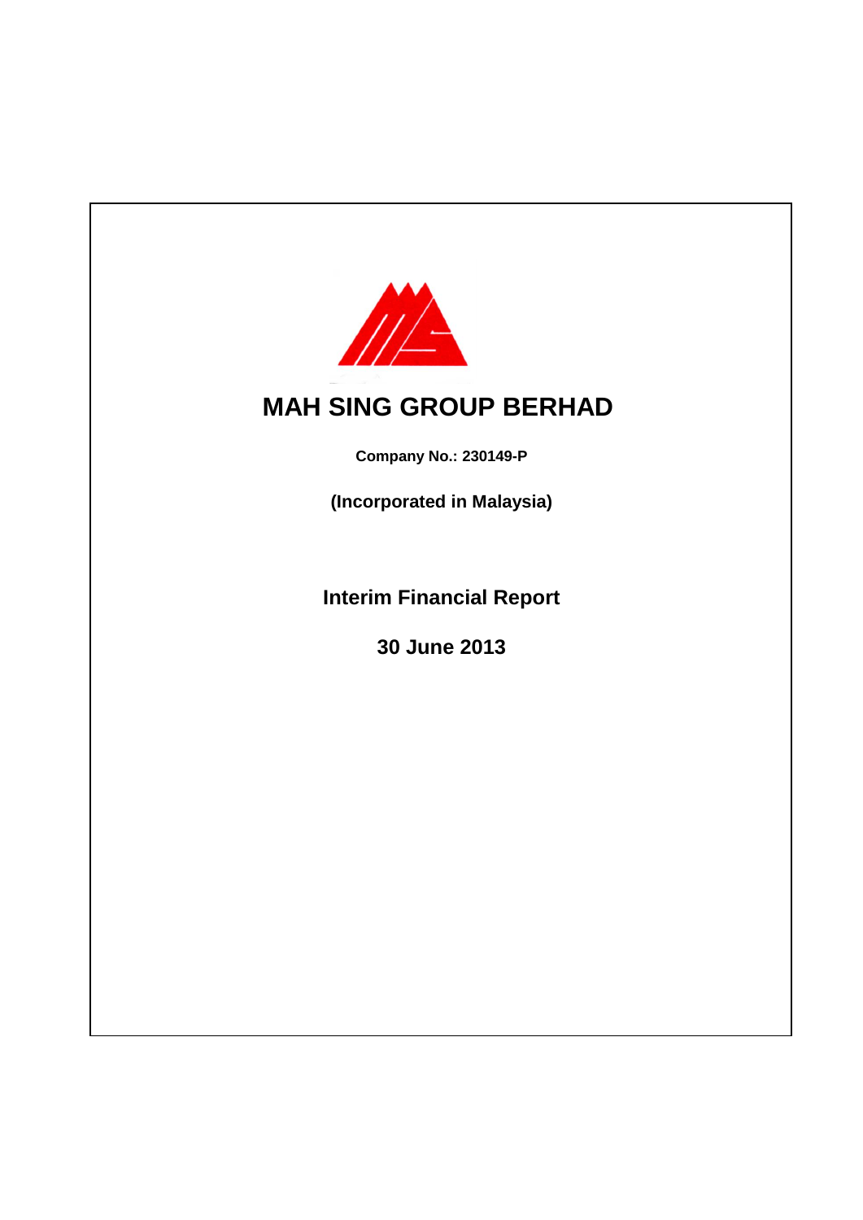# MAH SING GROUP BERHAD

**Company No.: 230149-P**

**(Incorporated in Malaysia)**

## Interim Financial Report

## 30 June 2013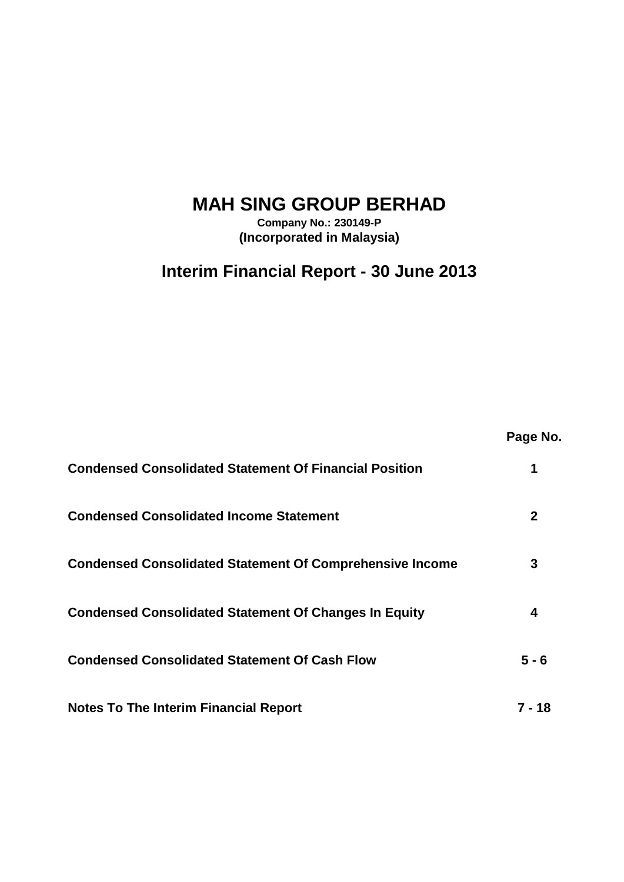# MAH SING GROUP BERHAD

**Company No.: 230149-P**
**(Incorporated in Malaysia)**

## Interim Financial Report - 30 June 2013

| | Page No. |
|---|---|
| **Condensed Consolidated Statement Of Financial Position** | **1** |
| **Condensed Consolidated Income Statement** | **2** |
| **Condensed Consolidated Statement Of Comprehensive Income** | **3** |
| **Condensed Consolidated Statement Of Changes In Equity** | **4** |
| **Condensed Consolidated Statement Of Cash Flow** | **5 - 6** |
| **Notes To The Interim Financial Report** | **7 - 18** |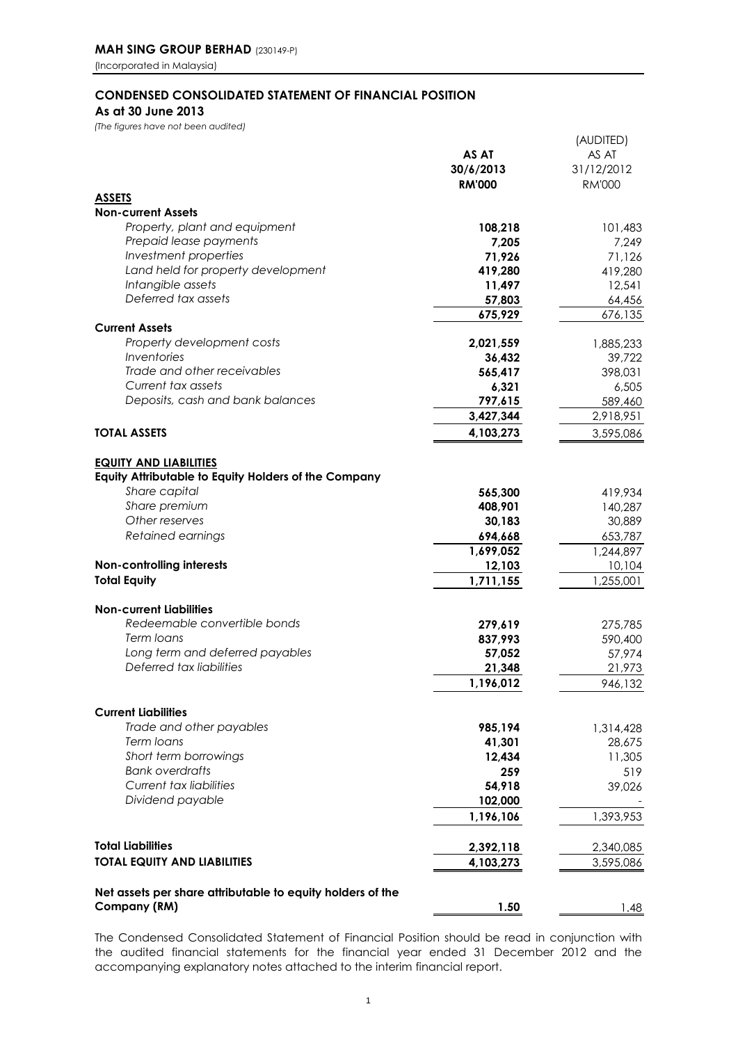**MAH SING GROUP BERHAD** (230149-P)
(Incorporated in Malaysia)

## CONDENSED CONSOLIDATED STATEMENT OF FINANCIAL POSITION
**As at 30 June 2013**
*(The figures have not been audited)*

| | AS AT 30/6/2013 RM'000 | (AUDITED) AS AT 31/12/2012 RM'000 |
|---|---|---|
| **ASSETS** | | |
| **Non-current Assets** | | |
| *Property, plant and equipment* | 108,218 | 101,483 |
| *Prepaid lease payments* | 7,205 | 7,249 |
| *Investment properties* | 71,926 | 71,126 |
| *Land held for property development* | 419,280 | 419,280 |
| *Intangible assets* | 11,497 | 12,541 |
| *Deferred tax assets* | 57,803 | 64,456 |
| | 675,929 | 676,135 |
| **Current Assets** | | |
| *Property development costs* | 2,021,559 | 1,885,233 |
| *Inventories* | 36,432 | 39,722 |
| *Trade and other receivables* | 565,417 | 398,031 |
| *Current tax assets* | 6,321 | 6,505 |
| *Deposits, cash and bank balances* | 797,615 | 589,460 |
| | 3,427,344 | 2,918,951 |
| **TOTAL ASSETS** | 4,103,273 | 3,595,086 |
| **EQUITY AND LIABILITIES** | | |
| **Equity Attributable to Equity Holders of the Company** | | |
| *Share capital* | 565,300 | 419,934 |
| *Share premium* | 408,901 | 140,287 |
| *Other reserves* | 30,183 | 30,889 |
| *Retained earnings* | 694,668 | 653,787 |
| | 1,699,052 | 1,244,897 |
| **Non-controlling interests** | 12,103 | 10,104 |
| **Total Equity** | 1,711,155 | 1,255,001 |
| **Non-current Liabilities** | | |
| *Redeemable convertible bonds* | 279,619 | 275,785 |
| *Term loans* | 837,993 | 590,400 |
| *Long term and deferred payables* | 57,052 | 57,974 |
| *Deferred tax liabilities* | 21,348 | 21,973 |
| | 1,196,012 | 946,132 |
| **Current Liabilities** | | |
| *Trade and other payables* | 985,194 | 1,314,428 |
| *Term loans* | 41,301 | 28,675 |
| *Short term borrowings* | 12,434 | 11,305 |
| *Bank overdrafts* | 259 | 519 |
| *Current tax liabilities* | 54,918 | 39,026 |
| *Dividend payable* | 102,000 | - |
| | 1,196,106 | 1,393,953 |
| **Total Liabilities** | 2,392,118 | 2,340,085 |
| **TOTAL EQUITY AND LIABILITIES** | 4,103,273 | 3,595,086 |
| **Net assets per share attributable to equity holders of the Company (RM)** | 1.50 | 1.48 |

The Condensed Consolidated Statement of Financial Position should be read in conjunction with the audited financial statements for the financial year ended 31 December 2012 and the accompanying explanatory notes attached to the interim financial report.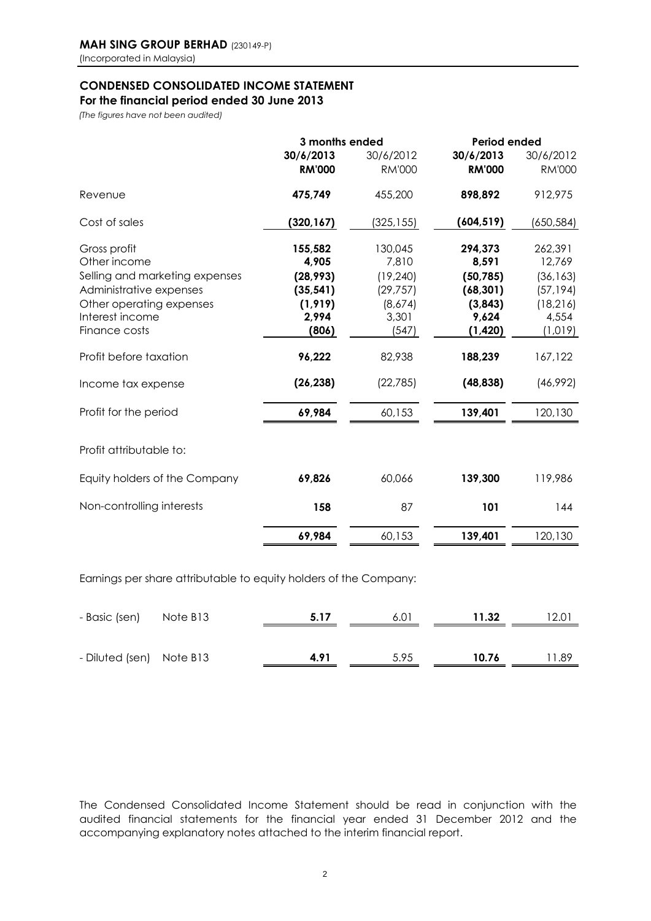**MAH SING GROUP BERHAD** (230149-P)
(Incorporated in Malaysia)

## CONDENSED CONSOLIDATED INCOME STATEMENT
### For the financial period ended 30 June 2013

*(The figures have not been audited)*

| | 3 months ended | | Period ended | |
|---|---|---|---|---|
| | **30/6/2013** | 30/6/2012 | **30/6/2013** | 30/6/2012 |
| | **RM'000** | RM'000 | **RM'000** | RM'000 |
| Revenue | **475,749** | 455,200 | **898,892** | 912,975 |
| Cost of sales | **(320,167)** | (325,155) | **(604,519)** | (650,584) |
| Gross profit | **155,582** | 130,045 | **294,373** | 262,391 |
| Other income | **4,905** | 7,810 | **8,591** | 12,769 |
| Selling and marketing expenses | **(28,993)** | (19,240) | **(50,785)** | (36,163) |
| Administrative expenses | **(35,541)** | (29,757) | **(68,301)** | (57,194) |
| Other operating expenses | **(1,919)** | (8,674) | **(3,843)** | (18,216) |
| Interest income | **2,994** | 3,301 | **9,624** | 4,554 |
| Finance costs | **(806)** | (547) | **(1,420)** | (1,019) |
| Profit before taxation | **96,222** | 82,938 | **188,239** | 167,122 |
| Income tax expense | **(26,238)** | (22,785) | **(48,838)** | (46,992) |
| Profit for the period | **69,984** | 60,153 | **139,401** | 120,130 |
| | | | | |
| Profit attributable to: | | | | |
| Equity holders of the Company | **69,826** | 60,066 | **139,300** | 119,986 |
| Non-controlling interests | **158** | 87 | **101** | 144 |
| | **69,984** | 60,153 | **139,401** | 120,130 |

Earnings per share attributable to equity holders of the Company:

| | | | | | |
|---|---|---|---|---|---|
| - Basic (sen) | Note B13 | **5.17** | 6.01 | **11.32** | 12.01 |
| - Diluted (sen) | Note B13 | **4.91** | 5.95 | **10.76** | 11.89 |

The Condensed Consolidated Income Statement should be read in conjunction with the audited financial statements for the financial year ended 31 December 2012 and the accompanying explanatory notes attached to the interim financial report.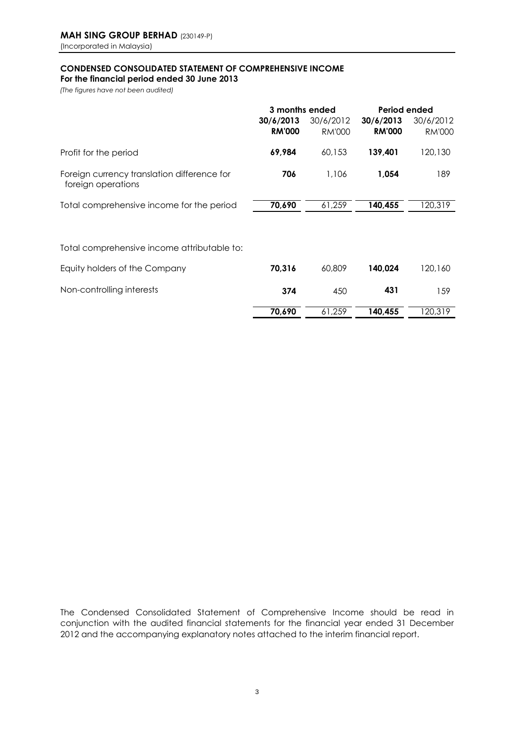**MAH SING GROUP BERHAD** (230149-P)
(Incorporated in Malaysia)

## CONDENSED CONSOLIDATED STATEMENT OF COMPREHENSIVE INCOME

**For the financial period ended 30 June 2013**

*(The figures have not been audited)*

| | 3 months ended | | Period ended | |
|---|---|---|---|---|
| | **30/6/2013** | 30/6/2012 | **30/6/2013** | 30/6/2012 |
| | **RM'000** | RM'000 | **RM'000** | RM'000 |
| Profit for the period | **69,984** | 60,153 | **139,401** | 120,130 |
| Foreign currency translation difference for foreign operations | **706** | 1,106 | **1,054** | 189 |
| Total comprehensive income for the period | **70,690** | 61,259 | **140,455** | 120,319 |
| | | | | |
| Total comprehensive income attributable to: | | | | |
| Equity holders of the Company | **70,316** | 60,809 | **140,024** | 120,160 |
| Non-controlling interests | **374** | 450 | **431** | 159 |
| | **70,690** | 61,259 | **140,455** | 120,319 |

The Condensed Consolidated Statement of Comprehensive Income should be read in conjunction with the audited financial statements for the financial year ended 31 December 2012 and the accompanying explanatory notes attached to the interim financial report.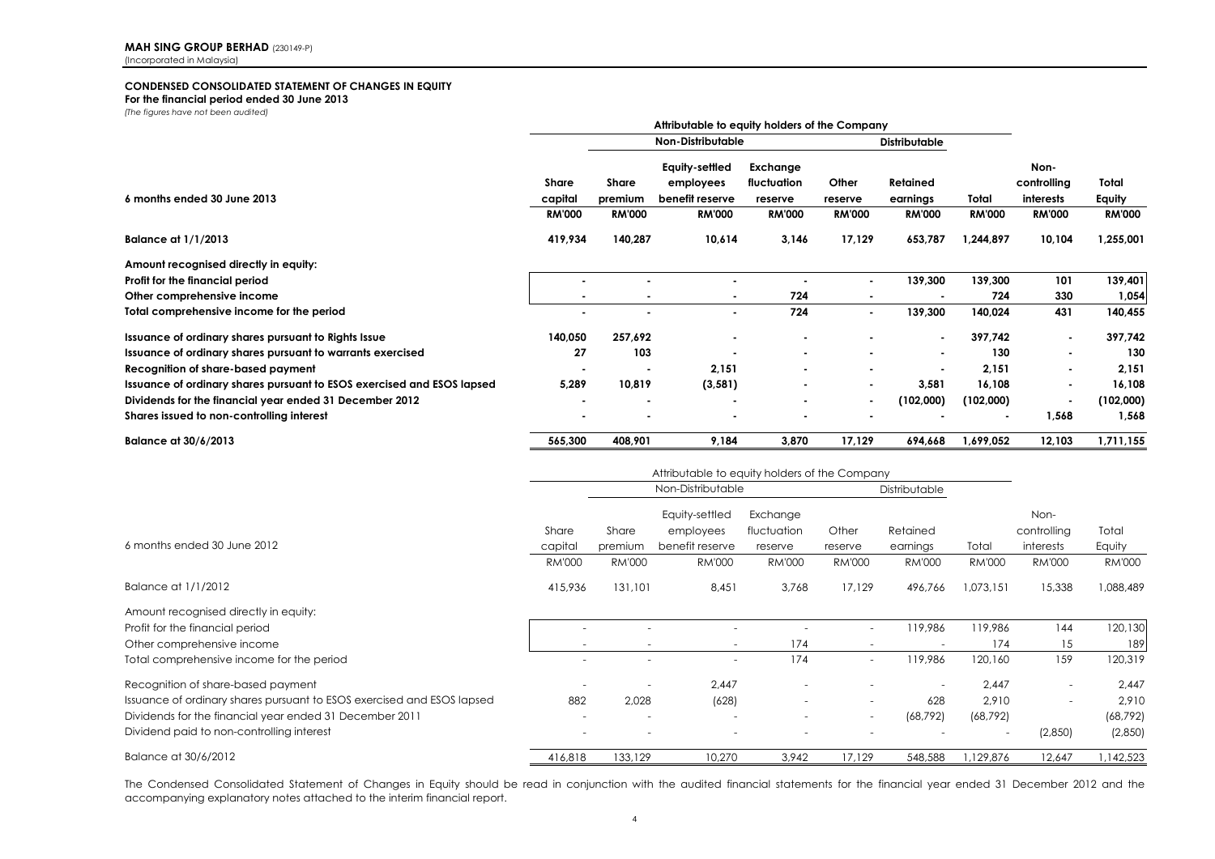**MAH SING GROUP BERHAD** (230149-P)
(Incorporated in Malaysia)

## CONDENSED CONSOLIDATED STATEMENT OF CHANGES IN EQUITY

**For the financial period ended 30 June 2013**

*(The figures have not been audited)*

| | Attributable to equity holders of the Company | | | | | | | | |
|---|---|---|---|---|---|---|---|---|---|
| | | Non-Distributable | | | | Distributable | | | |
| **6 months ended 30 June 2013** | **Share capital** | **Share premium** | **Equity-settled employees benefit reserve** | **Exchange fluctuation reserve** | **Other reserve** | **Retained earnings** | **Total** | **Non-controlling interests** | **Total Equity** |
| | **RM'000** | **RM'000** | **RM'000** | **RM'000** | **RM'000** | **RM'000** | **RM'000** | **RM'000** | **RM'000** |
| **Balance at 1/1/2013** | **419,934** | **140,287** | **10,614** | **3,146** | **17,129** | **653,787** | **1,244,897** | **10,104** | **1,255,001** |
| **Amount recognised directly in equity:** | | | | | | | | | |
| **Profit for the financial period** | **-** | **-** | **-** | **-** | **-** | **139,300** | **139,300** | **101** | **139,401** |
| **Other comprehensive income** | **-** | **-** | **-** | **724** | **-** | **-** | **724** | **330** | **1,054** |
| **Total comprehensive income for the period** | **-** | **-** | **-** | **724** | **-** | **139,300** | **140,024** | **431** | **140,455** |
| **Issuance of ordinary shares pursuant to Rights Issue** | **140,050** | **257,692** | **-** | **-** | **-** | **-** | **397,742** | **-** | **397,742** |
| **Issuance of ordinary shares pursuant to warrants exercised** | **27** | **103** | **-** | **-** | **-** | **-** | **130** | **-** | **130** |
| **Recognition of share-based payment** | **-** | **-** | **2,151** | **-** | **-** | **-** | **2,151** | **-** | **2,151** |
| **Issuance of ordinary shares pursuant to ESOS exercised and ESOS lapsed** | **5,289** | **10,819** | **(3,581)** | **-** | **-** | **3,581** | **16,108** | **-** | **16,108** |
| **Dividends for the financial year ended 31 December 2012** | **-** | **-** | **-** | **-** | **-** | **(102,000)** | **(102,000)** | **-** | **(102,000)** |
| **Shares issued to non-controlling interest** | **-** | **-** | **-** | **-** | **-** | **-** | **-** | **1,568** | **1,568** |
| **Balance at 30/6/2013** | **565,300** | **408,901** | **9,184** | **3,870** | **17,129** | **694,668** | **1,699,052** | **12,103** | **1,711,155** |

| | Attributable to equity holders of the Company | | | | | | | | |
|---|---|---|---|---|---|---|---|---|---|
| | | Non-Distributable | | | | Distributable | | | |
| 6 months ended 30 June 2012 | Share capital | Share premium | Equity-settled employees benefit reserve | Exchange fluctuation reserve | Other reserve | Retained earnings | Total | Non-controlling interests | Total Equity |
| | RM'000 | RM'000 | RM'000 | RM'000 | RM'000 | RM'000 | RM'000 | RM'000 | RM'000 |
| Balance at 1/1/2012 | 415,936 | 131,101 | 8,451 | 3,768 | 17,129 | 496,766 | 1,073,151 | 15,338 | 1,088,489 |
| Amount recognised directly in equity: | | | | | | | | | |
| Profit for the financial period | - | - | - | - | - | 119,986 | 119,986 | 144 | 120,130 |
| Other comprehensive income | - | - | - | 174 | - | - | 174 | 15 | 189 |
| Total comprehensive income for the period | - | - | - | 174 | - | 119,986 | 120,160 | 159 | 120,319 |
| Recognition of share-based payment | - | - | 2,447 | - | - | - | 2,447 | - | 2,447 |
| Issuance of ordinary shares pursuant to ESOS exercised and ESOS lapsed | 882 | 2,028 | (628) | - | - | 628 | 2,910 | - | 2,910 |
| Dividends for the financial year ended 31 December 2011 | - | - | - | - | - | (68,792) | (68,792) | | (68,792) |
| Dividend paid to non-controlling interest | - | - | - | - | - | - | - | (2,850) | (2,850) |
| Balance at 30/6/2012 | 416,818 | 133,129 | 10,270 | 3,942 | 17,129 | 548,588 | 1,129,876 | 12,647 | 1,142,523 |

The Condensed Consolidated Statement of Changes in Equity should be read in conjunction with the audited financial statements for the financial year ended 31 December 2012 and the accompanying explanatory notes attached to the interim financial report.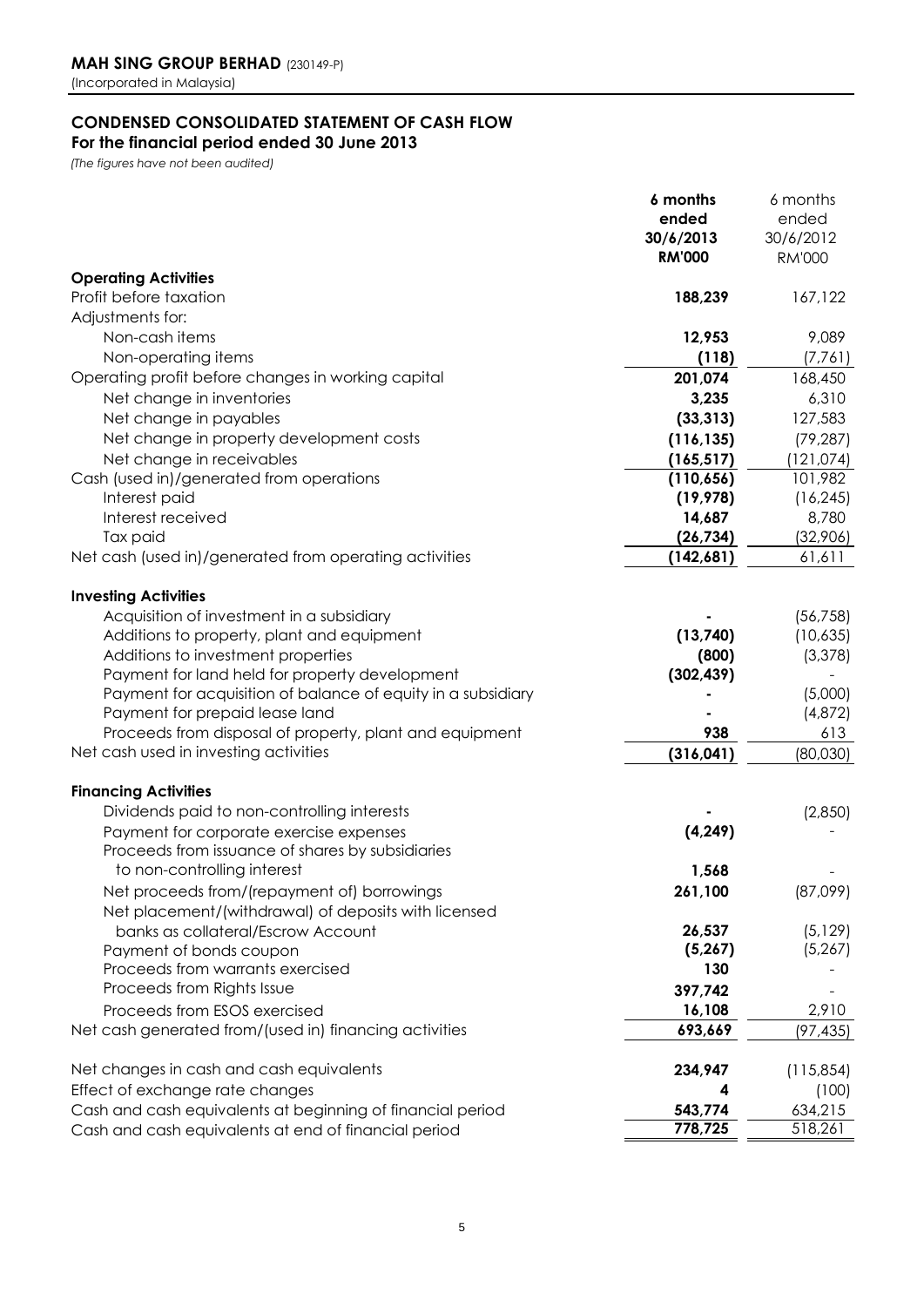**MAH SING GROUP BERHAD** (230149-P)
(Incorporated in Malaysia)

## CONDENSED CONSOLIDATED STATEMENT OF CASH FLOW
### For the financial period ended 30 June 2013

*(The figures have not been audited)*

| | **6 months ended 30/6/2013 RM'000** | 6 months ended 30/6/2012 RM'000 |
|---|---|---|
| **Operating Activities** | | |
| Profit before taxation | **188,239** | 167,122 |
| Adjustments for: | | |
| Non-cash items | **12,953** | 9,089 |
| Non-operating items | **(118)** | (7,761) |
| Operating profit before changes in working capital | **201,074** | 168,450 |
| Net change in inventories | **3,235** | 6,310 |
| Net change in payables | **(33,313)** | 127,583 |
| Net change in property development costs | **(116,135)** | (79,287) |
| Net change in receivables | **(165,517)** | (121,074) |
| Cash (used in)/generated from operations | **(110,656)** | 101,982 |
| Interest paid | **(19,978)** | (16,245) |
| Interest received | **14,687** | 8,780 |
| Tax paid | **(26,734)** | (32,906) |
| Net cash (used in)/generated from operating activities | **(142,681)** | 61,611 |
| | | |
| **Investing Activities** | | |
| Acquisition of investment in a subsidiary | **-** | (56,758) |
| Additions to property, plant and equipment | **(13,740)** | (10,635) |
| Additions to investment properties | **(800)** | (3,378) |
| Payment for land held for property development | **(302,439)** | - |
| Payment for acquisition of balance of equity in a subsidiary | **-** | (5,000) |
| Payment for prepaid lease land | **-** | (4,872) |
| Proceeds from disposal of property, plant and equipment | **938** | 613 |
| Net cash used in investing activities | **(316,041)** | (80,030) |
| | | |
| **Financing Activities** | | |
| Dividends paid to non-controlling interests | **-** | (2,850) |
| Payment for corporate exercise expenses | **(4,249)** | - |
| Proceeds from issuance of shares by subsidiaries to non-controlling interest | **1,568** | - |
| Net proceeds from/(repayment of) borrowings | **261,100** | (87,099) |
| Net placement/(withdrawal) of deposits with licensed banks as collateral/Escrow Account | **26,537** | (5,129) |
| Payment of bonds coupon | **(5,267)** | (5,267) |
| Proceeds from warrants exercised | **130** | - |
| Proceeds from Rights Issue | **397,742** | - |
| Proceeds from ESOS exercised | **16,108** | 2,910 |
| Net cash generated from/(used in) financing activities | **693,669** | (97,435) |
| | | |
| Net changes in cash and cash equivalents | **234,947** | (115,854) |
| Effect of exchange rate changes | **4** | (100) |
| Cash and cash equivalents at beginning of financial period | **543,774** | 634,215 |
| Cash and cash equivalents at end of financial period | **778,725** | 518,261 |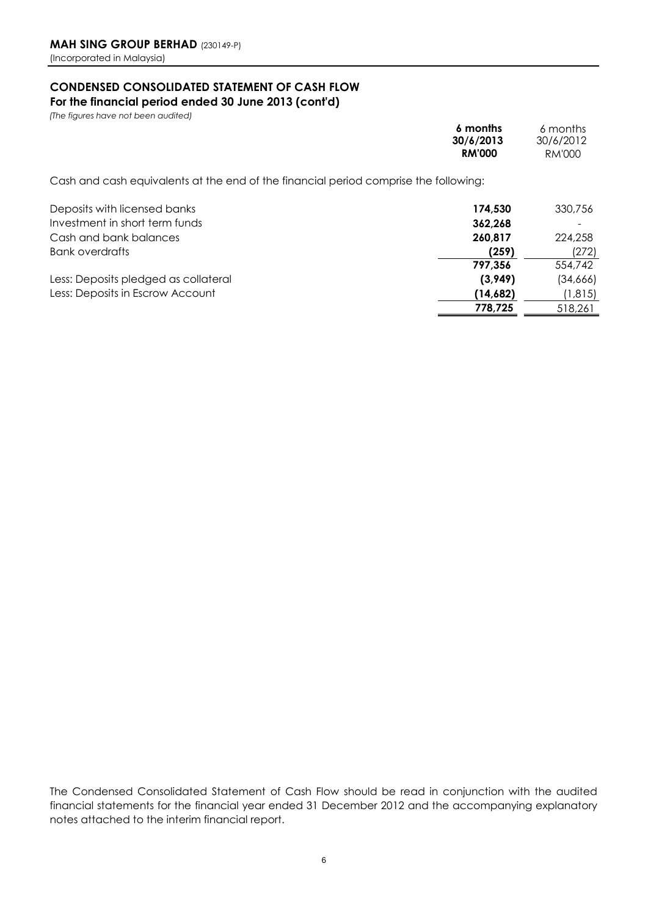**MAH SING GROUP BERHAD** (230149-P)
(Incorporated in Malaysia)

## CONDENSED CONSOLIDATED STATEMENT OF CASH FLOW
### For the financial period ended 30 June 2013 (cont'd)

*(The figures have not been audited)*

| | **6 months 30/6/2013 RM'000** | 6 months 30/6/2012 RM'000 |
|---|---|---|
| Cash and cash equivalents at the end of the financial period comprise the following: | | |
| Deposits with licensed banks | **174,530** | 330,756 |
| Investment in short term funds | **362,268** | - |
| Cash and bank balances | **260,817** | 224,258 |
| Bank overdrafts | **(259)** | (272) |
| | **797,356** | 554,742 |
| Less: Deposits pledged as collateral | **(3,949)** | (34,666) |
| Less: Deposits in Escrow Account | **(14,682)** | (1,815) |
| | **778,725** | 518,261 |

The Condensed Consolidated Statement of Cash Flow should be read in conjunction with the audited financial statements for the financial year ended 31 December 2012 and the accompanying explanatory notes attached to the interim financial report.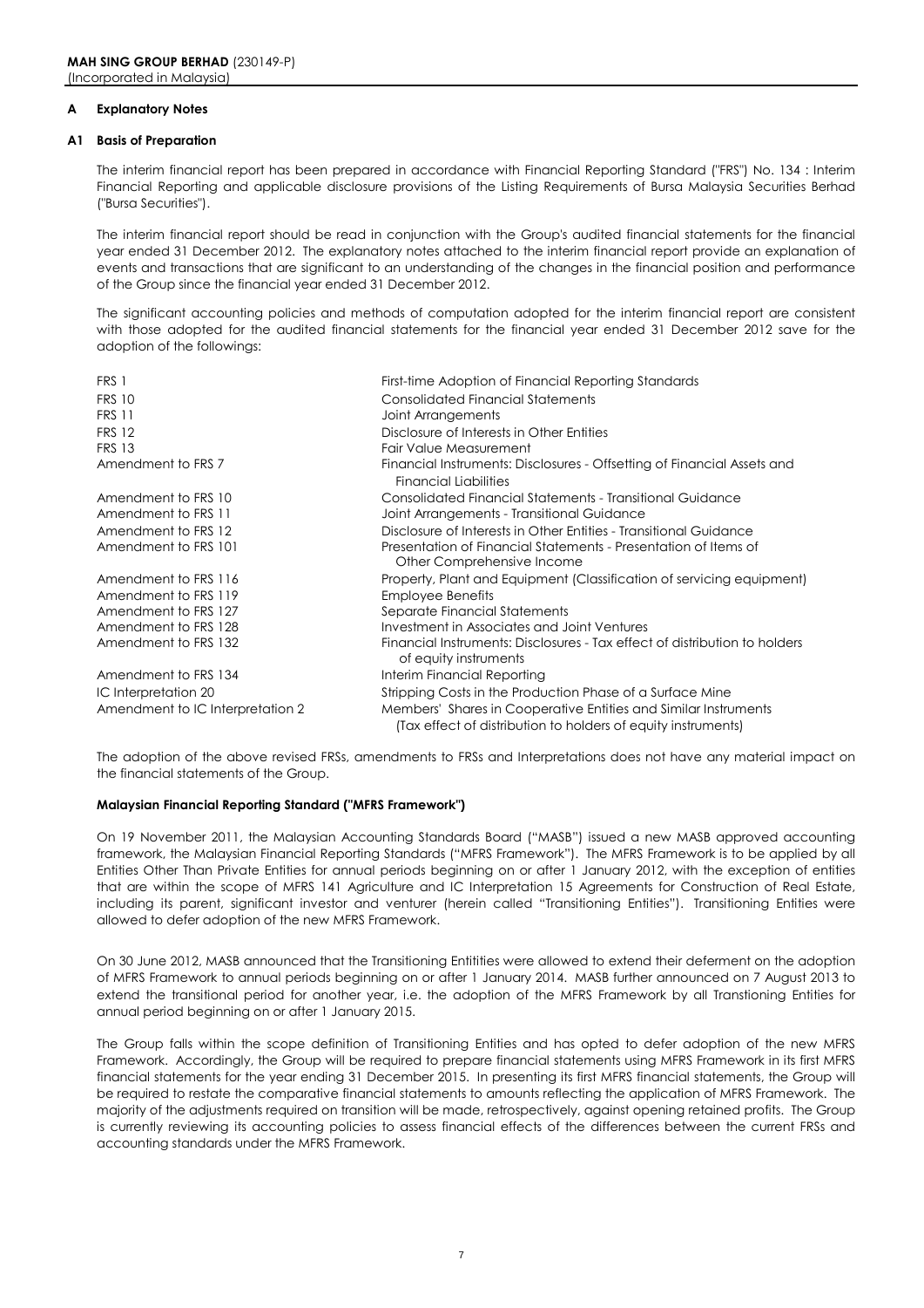**MAH SING GROUP BERHAD** (230149-P)
(Incorporated in Malaysia)

## A Explanatory Notes

### A1 Basis of Preparation

The interim financial report has been prepared in accordance with Financial Reporting Standard ("FRS") No. 134 : Interim Financial Reporting and applicable disclosure provisions of the Listing Requirements of Bursa Malaysia Securities Berhad ("Bursa Securities").

The interim financial report should be read in conjunction with the Group's audited financial statements for the financial year ended 31 December 2012. The explanatory notes attached to the interim financial report provide an explanation of events and transactions that are significant to an understanding of the changes in the financial position and performance of the Group since the financial year ended 31 December 2012.

The significant accounting policies and methods of computation adopted for the interim financial report are consistent with those adopted for the audited financial statements for the financial year ended 31 December 2012 save for the adoption of the followings:

| | |
|---|---|
| FRS 1 | First-time Adoption of Financial Reporting Standards |
| FRS 10 | Consolidated Financial Statements |
| FRS 11 | Joint Arrangements |
| FRS 12 | Disclosure of Interests in Other Entities |
| FRS 13 | Fair Value Measurement |
| Amendment to FRS 7 | Financial Instruments: Disclosures - Offsetting of Financial Assets and Financial Liabilities |
| Amendment to FRS 10 | Consolidated Financial Statements - Transitional Guidance |
| Amendment to FRS 11 | Joint Arrangements - Transitional Guidance |
| Amendment to FRS 12 | Disclosure of Interests in Other Entities - Transitional Guidance |
| Amendment to FRS 101 | Presentation of Financial Statements - Presentation of Items of Other Comprehensive Income |
| Amendment to FRS 116 | Property, Plant and Equipment (Classification of servicing equipment) |
| Amendment to FRS 119 | Employee Benefits |
| Amendment to FRS 127 | Separate Financial Statements |
| Amendment to FRS 128 | Investment in Associates and Joint Ventures |
| Amendment to FRS 132 | Financial Instruments: Disclosures - Tax effect of distribution to holders of equity instruments |
| Amendment to FRS 134 | Interim Financial Reporting |
| IC Interpretation 20 | Stripping Costs in the Production Phase of a Surface Mine |
| Amendment to IC Interpretation 2 | Members' Shares in Cooperative Entities and Similar Instruments (Tax effect of distribution to holders of equity instruments) |

The adoption of the above revised FRSs, amendments to FRSs and Interpretations does not have any material impact on the financial statements of the Group.

#### Malaysian Financial Reporting Standard ("MFRS Framework")

On 19 November 2011, the Malaysian Accounting Standards Board ("MASB") issued a new MASB approved accounting framework, the Malaysian Financial Reporting Standards ("MFRS Framework"). The MFRS Framework is to be applied by all Entities Other Than Private Entities for annual periods beginning on or after 1 January 2012, with the exception of entities that are within the scope of MFRS 141 Agriculture and IC Interpretation 15 Agreements for Construction of Real Estate, including its parent, significant investor and venturer (herein called "Transitioning Entities"). Transitioning Entities were allowed to defer adoption of the new MFRS Framework.

On 30 June 2012, MASB announced that the Transitioning Entitities were allowed to extend their deferment on the adoption of MFRS Framework to annual periods beginning on or after 1 January 2014. MASB further announced on 7 August 2013 to extend the transitional period for another year, i.e. the adoption of the MFRS Framework by all Transtioning Entities for annual period beginning on or after 1 January 2015.

The Group falls within the scope definition of Transitioning Entities and has opted to defer adoption of the new MFRS Framework. Accordingly, the Group will be required to prepare financial statements using MFRS Framework in its first MFRS financial statements for the year ending 31 December 2015. In presenting its first MFRS financial statements, the Group will be required to restate the comparative financial statements to amounts reflecting the application of MFRS Framework. The majority of the adjustments required on transition will be made, retrospectively, against opening retained profits. The Group is currently reviewing its accounting policies to assess financial effects of the differences between the current FRSs and accounting standards under the MFRS Framework.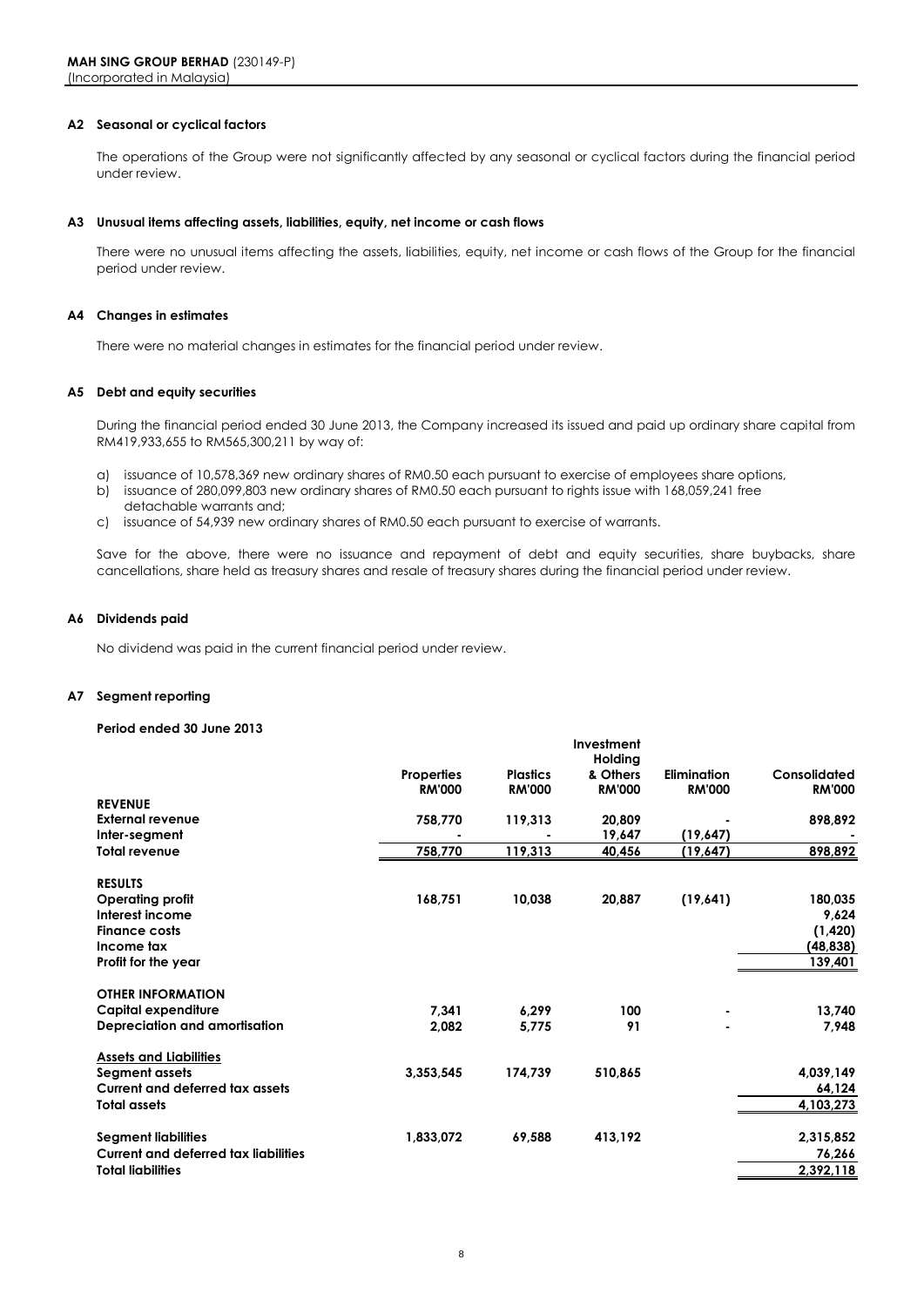#### A2 Seasonal or cyclical factors

The operations of the Group were not significantly affected by any seasonal or cyclical factors during the financial period under review.

#### A3 Unusual items affecting assets, liabilities, equity, net income or cash flows

There were no unusual items affecting the assets, liabilities, equity, net income or cash flows of the Group for the financial period under review.

#### A4 Changes in estimates

There were no material changes in estimates for the financial period under review.

#### A5 Debt and equity securities

During the financial period ended 30 June 2013, the Company increased its issued and paid up ordinary share capital from RM419,933,655 to RM565,300,211 by way of:

a) issuance of 10,578,369 new ordinary shares of RM0.50 each pursuant to exercise of employees share options,
b) issuance of 280,099,803 new ordinary shares of RM0.50 each pursuant to rights issue with 168,059,241 free detachable warrants and;
c) issuance of 54,939 new ordinary shares of RM0.50 each pursuant to exercise of warrants.

Save for the above, there were no issuance and repayment of debt and equity securities, share buybacks, share cancellations, share held as treasury shares and resale of treasury shares during the financial period under review.

#### A6 Dividends paid

No dividend was paid in the current financial period under review.

#### A7 Segment reporting

**Period ended 30 June 2013**

| | Properties RM'000 | Plastics RM'000 | Investment Holding & Others RM'000 | Elimination RM'000 | Consolidated RM'000 |
|---|---|---|---|---|---|
| **REVENUE** | | | | | |
| **External revenue** | 758,770 | 119,313 | 20,809 | - | 898,892 |
| **Inter-segment** | - | - | 19,647 | (19,647) | - |
| **Total revenue** | 758,770 | 119,313 | 40,456 | (19,647) | 898,892 |
| **RESULTS** | | | | | |
| **Operating profit** | 168,751 | 10,038 | 20,887 | (19,641) | 180,035 |
| **Interest income** | | | | | 9,624 |
| **Finance costs** | | | | | (1,420) |
| **Income tax** | | | | | (48,838) |
| **Profit for the year** | | | | | 139,401 |
| **OTHER INFORMATION** | | | | | |
| **Capital expenditure** | 7,341 | 6,299 | 100 | - | 13,740 |
| **Depreciation and amortisation** | 2,082 | 5,775 | 91 | - | 7,948 |
| **Assets and Liabilities** | | | | | |
| **Segment assets** | 3,353,545 | 174,739 | 510,865 | | 4,039,149 |
| **Current and deferred tax assets** | | | | | 64,124 |
| **Total assets** | | | | | 4,103,273 |
| **Segment liabilities** | 1,833,072 | 69,588 | 413,192 | | 2,315,852 |
| **Current and deferred tax liabilities** | | | | | 76,266 |
| **Total liabilities** | | | | | 2,392,118 |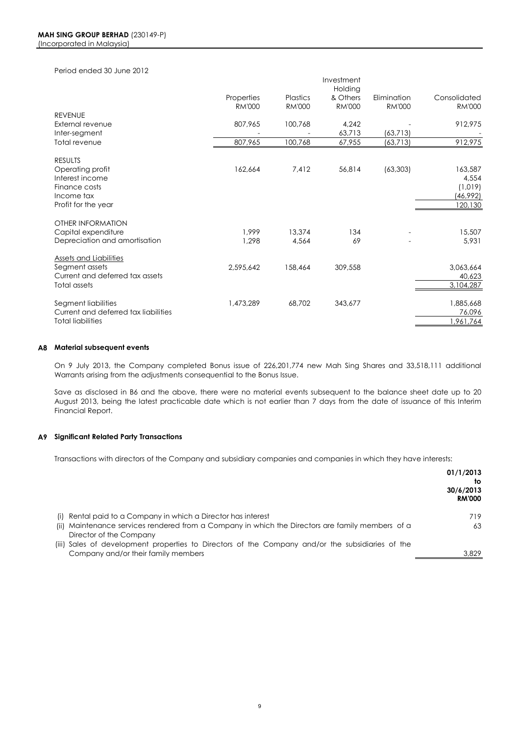**MAH SING GROUP BERHAD** (230149-P)
(Incorporated in Malaysia)

Period ended 30 June 2012

| | Properties RM'000 | Plastics RM'000 | Investment Holding & Others RM'000 | Elimination RM'000 | Consolidated RM'000 |
|---|---|---|---|---|---|
| REVENUE | | | | | |
| External revenue | 807,965 | 100,768 | 4,242 | - | 912,975 |
| Inter-segment | - | - | 63,713 | (63,713) | - |
| Total revenue | 807,965 | 100,768 | 67,955 | (63,713) | 912,975 |
| RESULTS | | | | | |
| Operating profit | 162,664 | 7,412 | 56,814 | (63,303) | 163,587 |
| Interest income | | | | | 4,554 |
| Finance costs | | | | | (1,019) |
| Income tax | | | | | (46,992) |
| Profit for the year | | | | | 120,130 |
| OTHER INFORMATION | | | | | |
| Capital expenditure | 1,999 | 13,374 | 134 | - | 15,507 |
| Depreciation and amortisation | 1,298 | 4,564 | 69 | - | 5,931 |
| Assets and Liabilities | | | | | |
| Segment assets | 2,595,642 | 158,464 | 309,558 | | 3,063,664 |
| Current and deferred tax assets | | | | | 40,623 |
| Total assets | | | | | 3,104,287 |
| Segment liabilities | 1,473,289 | 68,702 | 343,677 | | 1,885,668 |
| Current and deferred tax liabilities | | | | | 76,096 |
| Total liabilities | | | | | 1,961,764 |

### A8 Material subsequent events

On 9 July 2013, the Company completed Bonus issue of 226,201,774 new Mah Sing Shares and 33,518,111 additional Warrants arising from the adjustments consequential to the Bonus Issue.

Save as disclosed in B6 and the above, there were no material events subsequent to the balance sheet date up to 20 August 2013, being the latest practicable date which is not earlier than 7 days from the date of issuance of this Interim Financial Report.

### A9 Significant Related Party Transactions

Transactions with directors of the Company and subsidiary companies and companies in which they have interests:

| | **01/1/2013 to 30/6/2013 RM'000** |
|---|---|
| (i) Rental paid to a Company in which a Director has interest | 719 |
| (ii) Maintenance services rendered from a Company in which the Directors are family members of a Director of the Company | 63 |
| (iii) Sales of development properties to Directors of the Company and/or the subsidiaries of the Company and/or their family members | 3,829 |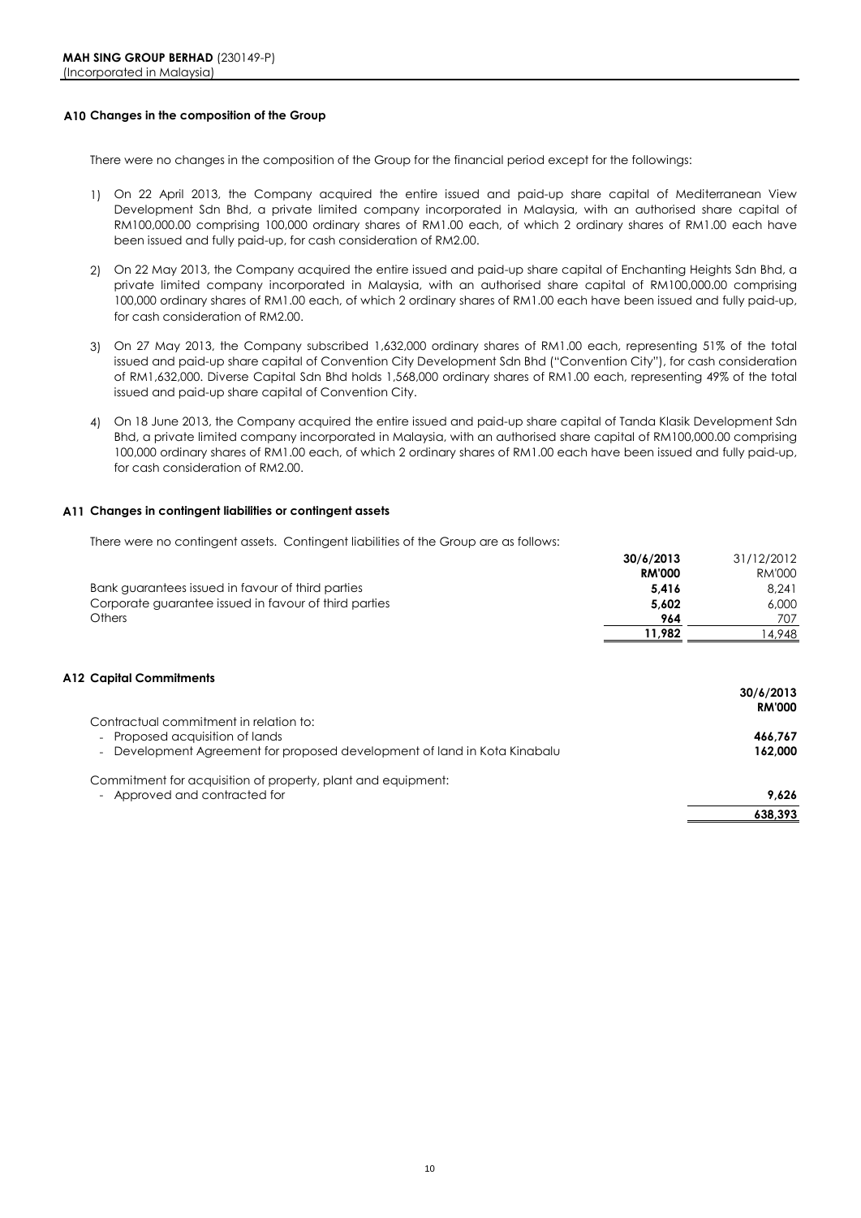**MAH SING GROUP BERHAD** (230149-P)
(Incorporated in Malaysia)

### A10 Changes in the composition of the Group

There were no changes in the composition of the Group for the financial period except for the followings:

1) On 22 April 2013, the Company acquired the entire issued and paid-up share capital of Mediterranean View Development Sdn Bhd, a private limited company incorporated in Malaysia, with an authorised share capital of RM100,000.00 comprising 100,000 ordinary shares of RM1.00 each, of which 2 ordinary shares of RM1.00 each have been issued and fully paid-up, for cash consideration of RM2.00.

2) On 22 May 2013, the Company acquired the entire issued and paid-up share capital of Enchanting Heights Sdn Bhd, a private limited company incorporated in Malaysia, with an authorised share capital of RM100,000.00 comprising 100,000 ordinary shares of RM1.00 each, of which 2 ordinary shares of RM1.00 each have been issued and fully paid-up, for cash consideration of RM2.00.

3) On 27 May 2013, the Company subscribed 1,632,000 ordinary shares of RM1.00 each, representing 51% of the total issued and paid-up share capital of Convention City Development Sdn Bhd ("Convention City"), for cash consideration of RM1,632,000. Diverse Capital Sdn Bhd holds 1,568,000 ordinary shares of RM1.00 each, representing 49% of the total issued and paid-up share capital of Convention City.

4) On 18 June 2013, the Company acquired the entire issued and paid-up share capital of Tanda Klasik Development Sdn Bhd, a private limited company incorporated in Malaysia, with an authorised share capital of RM100,000.00 comprising 100,000 ordinary shares of RM1.00 each, of which 2 ordinary shares of RM1.00 each have been issued and fully paid-up, for cash consideration of RM2.00.

### A11 Changes in contingent liabilities or contingent assets

There were no contingent assets. Contingent liabilities of the Group are as follows:

| | **30/6/2013** | 31/12/2012 |
|---|---|---|
| | **RM'000** | RM'000 |
| Bank guarantees issued in favour of third parties | **5,416** | 8,241 |
| Corporate guarantee issued in favour of third parties | **5,602** | 6,000 |
| Others | **964** | 707 |
| | **11,982** | 14,948 |

### A12 Capital Commitments

| | **30/6/2013** |
|---|---|
| | **RM'000** |
| Contractual commitment in relation to: | |
| - Proposed acquisition of lands | **466,767** |
| - Development Agreement for proposed development of land in Kota Kinabalu | **162,000** |
| Commitment for acquisition of property, plant and equipment: | |
| - Approved and contracted for | **9,626** |
| | **638,393** |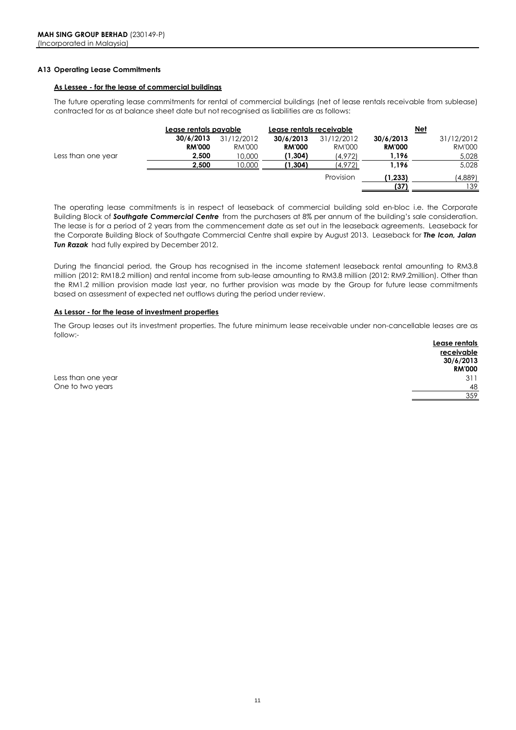**MAH SING GROUP BERHAD** (230149-P)
(Incorporated in Malaysia)

### A13 Operating Lease Commitments

**As Lessee - for the lease of commercial buildings**

The future operating lease commitments for rental of commercial buildings (net of lease rentals receivable from sublease) contracted for as at balance sheet date but not recognised as liabilities are as follows:

| | Lease rentals payable | | Lease rentals receivable | | Net | |
|---|---|---|---|---|---|---|
| | **30/6/2013** | 31/12/2012 | **30/6/2013** | 31/12/2012 | **30/6/2013** | 31/12/2012 |
| | **RM'000** | RM'000 | **RM'000** | RM'000 | **RM'000** | RM'000 |
| Less than one year | **2,500** | 10,000 | **(1,304)** | (4,972) | **1,196** | 5,028 |
| | **2,500** | 10,000 | **(1,304)** | (4,972) | **1,196** | 5,028 |
| | | | | Provision | **(1,233)** | (4,889) |
| | | | | | **(37)** | 139 |

The operating lease commitments is in respect of leaseback of commercial building sold en-bloc i.e. the Corporate Building Block of ***Southgate Commercial Centre*** from the purchasers at 8% per annum of the building's sale consideration. The lease is for a period of 2 years from the commencement date as set out in the leaseback agreements. Leaseback for the Corporate Building Block of Southgate Commercial Centre shall expire by August 2013. Leaseback for ***The Icon, Jalan Tun Razak*** had fully expired by December 2012.

During the financial period, the Group has recognised in the income statement leaseback rental amounting to RM3.8 million (2012: RM18.2 million) and rental income from sub-lease amounting to RM3.8 million (2012: RM9.2million). Other than the RM1.2 million provision made last year, no further provision was made by the Group for future lease commitments based on assessment of expected net outflows during the period under review.

**As Lessor - for the lease of investment properties**

The Group leases out its investment properties. The future minimum lease receivable under non-cancellable leases are as follow:-

| | Lease rentals receivable 30/6/2013 RM'000 |
|---|---|
| Less than one year | 311 |
| One to two years | 48 |
| | 359 |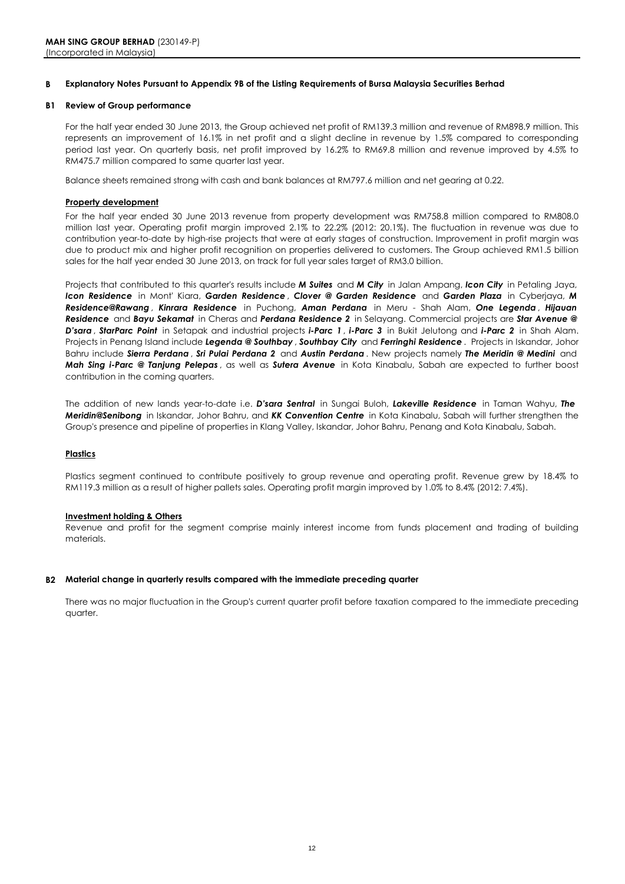**MAH SING GROUP BERHAD** (230149-P)
(Incorporated in Malaysia)

## B Explanatory Notes Pursuant to Appendix 9B of the Listing Requirements of Bursa Malaysia Securities Berhad

### B1 Review of Group performance

For the half year ended 30 June 2013, the Group achieved net profit of RM139.3 million and revenue of RM898.9 million. This represents an improvement of 16.1% in net profit and a slight decline in revenue by 1.5% compared to corresponding period last year. On quarterly basis, net profit improved by 16.2% to RM69.8 million and revenue improved by 4.5% to RM475.7 million compared to same quarter last year.

Balance sheets remained strong with cash and bank balances at RM797.6 million and net gearing at 0.22.

**Property development**

For the half year ended 30 June 2013 revenue from property development was RM758.8 million compared to RM808.0 million last year. Operating profit margin improved 2.1% to 22.2% (2012: 20.1%). The fluctuation in revenue was due to contribution year-to-date by high-rise projects that were at early stages of construction. Improvement in profit margin was due to product mix and higher profit recognition on properties delivered to customers. The Group achieved RM1.5 billion sales for the half year ended 30 June 2013, on track for full year sales target of RM3.0 billion.

Projects that contributed to this quarter's results include ***M Suites*** and ***M City*** in Jalan Ampang, ***Icon City*** in Petaling Jaya, ***Icon Residence*** in Mont' Kiara, ***Garden Residence***, ***Clover @ Garden Residence*** and ***Garden Plaza*** in Cyberjaya, ***M Residence@Rawang***, ***Kinrara Residence*** in Puchong, ***Aman Perdana*** in Meru - Shah Alam, ***One Legenda***, ***Hijauan Residence*** and ***Bayu Sekamat*** in Cheras and ***Perdana Residence 2*** in Selayang. Commercial projects are ***Star Avenue @ D'sara***, ***StarParc Point*** in Setapak and industrial projects ***i-Parc 1***, ***i-Parc 3*** in Bukit Jelutong and ***i-Parc 2*** in Shah Alam. Projects in Penang Island include ***Legenda @ Southbay***, ***Southbay City*** and ***Ferringhi Residence***. Projects in Iskandar, Johor Bahru include ***Sierra Perdana***, ***Sri Pulai Perdana 2*** and ***Austin Perdana***. New projects namely ***The Meridin @ Medini*** and ***Mah Sing i-Parc @ Tanjung Pelepas***, as well as ***Sutera Avenue*** in Kota Kinabalu, Sabah are expected to further boost contribution in the coming quarters.

The addition of new lands year-to-date i.e. ***D'sara Sentral*** in Sungai Buloh, ***Lakeville Residence*** in Taman Wahyu, ***The Meridin@Senibong*** in Iskandar, Johor Bahru, and ***KK Convention Centre*** in Kota Kinabalu, Sabah will further strengthen the Group's presence and pipeline of properties in Klang Valley, Iskandar, Johor Bahru, Penang and Kota Kinabalu, Sabah.

**Plastics**

Plastics segment continued to contribute positively to group revenue and operating profit. Revenue grew by 18.4% to RM119.3 million as a result of higher pallets sales. Operating profit margin improved by 1.0% to 8.4% (2012: 7.4%).

**Investment holding & Others**

Revenue and profit for the segment comprise mainly interest income from funds placement and trading of building materials.

### B2 Material change in quarterly results compared with the immediate preceding quarter

There was no major fluctuation in the Group's current quarter profit before taxation compared to the immediate preceding quarter.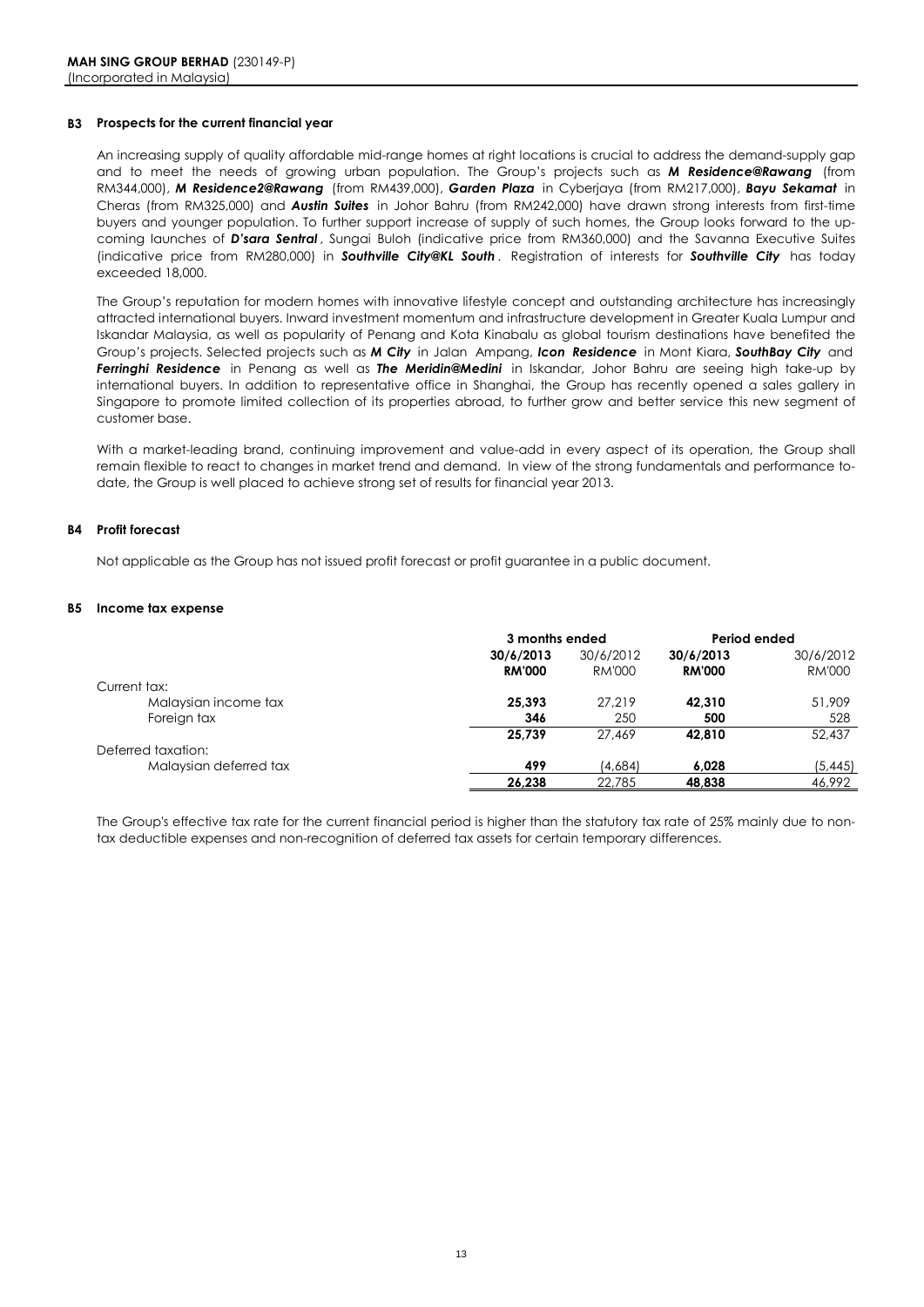**MAH SING GROUP BERHAD** (230149-P)
(Incorporated in Malaysia)

### B3 Prospects for the current financial year

An increasing supply of quality affordable mid-range homes at right locations is crucial to address the demand-supply gap and to meet the needs of growing urban population. The Group's projects such as ***M Residence@Rawang*** (from RM344,000), ***M Residence2@Rawang*** (from RM439,000), ***Garden Plaza*** in Cyberjaya (from RM217,000), ***Bayu Sekamat*** in Cheras (from RM325,000) and ***Austin Suites*** in Johor Bahru (from RM242,000) have drawn strong interests from first-time buyers and younger population. To further support increase of supply of such homes, the Group looks forward to the up-coming launches of ***D'sara Sentral***, Sungai Buloh (indicative price from RM360,000) and the Savanna Executive Suites (indicative price from RM280,000) in ***Southville City@KL South***. Registration of interests for ***Southville City*** has today exceeded 18,000.

The Group's reputation for modern homes with innovative lifestyle concept and outstanding architecture has increasingly attracted international buyers. Inward investment momentum and infrastructure development in Greater Kuala Lumpur and Iskandar Malaysia, as well as popularity of Penang and Kota Kinabalu as global tourism destinations have benefited the Group's projects. Selected projects such as ***M City*** in Jalan Ampang, ***Icon Residence*** in Mont Kiara, ***SouthBay City*** and ***Ferringhi Residence*** in Penang as well as ***The Meridin@Medini*** in Iskandar, Johor Bahru are seeing high take-up by international buyers. In addition to representative office in Shanghai, the Group has recently opened a sales gallery in Singapore to promote limited collection of its properties abroad, to further grow and better service this new segment of customer base.

With a market-leading brand, continuing improvement and value-add in every aspect of its operation, the Group shall remain flexible to react to changes in market trend and demand. In view of the strong fundamentals and performance to-date, the Group is well placed to achieve strong set of results for financial year 2013.

### B4 Profit forecast

Not applicable as the Group has not issued profit forecast or profit guarantee in a public document.

### B5 Income tax expense

| | 3 months ended | | Period ended | |
|---|---|---|---|---|
| | **30/6/2013** | 30/6/2012 | **30/6/2013** | 30/6/2012 |
| | **RM'000** | RM'000 | **RM'000** | RM'000 |
| Current tax: | | | | |
| Malaysian income tax | **25,393** | 27,219 | **42,310** | 51,909 |
| Foreign tax | **346** | 250 | **500** | 528 |
| | **25,739** | 27,469 | **42,810** | 52,437 |
| Deferred taxation: | | | | |
| Malaysian deferred tax | **499** | (4,684) | **6,028** | (5,445) |
| | **26,238** | 22,785 | **48,838** | 46,992 |

The Group's effective tax rate for the current financial period is higher than the statutory tax rate of 25% mainly due to non-tax deductible expenses and non-recognition of deferred tax assets for certain temporary differences.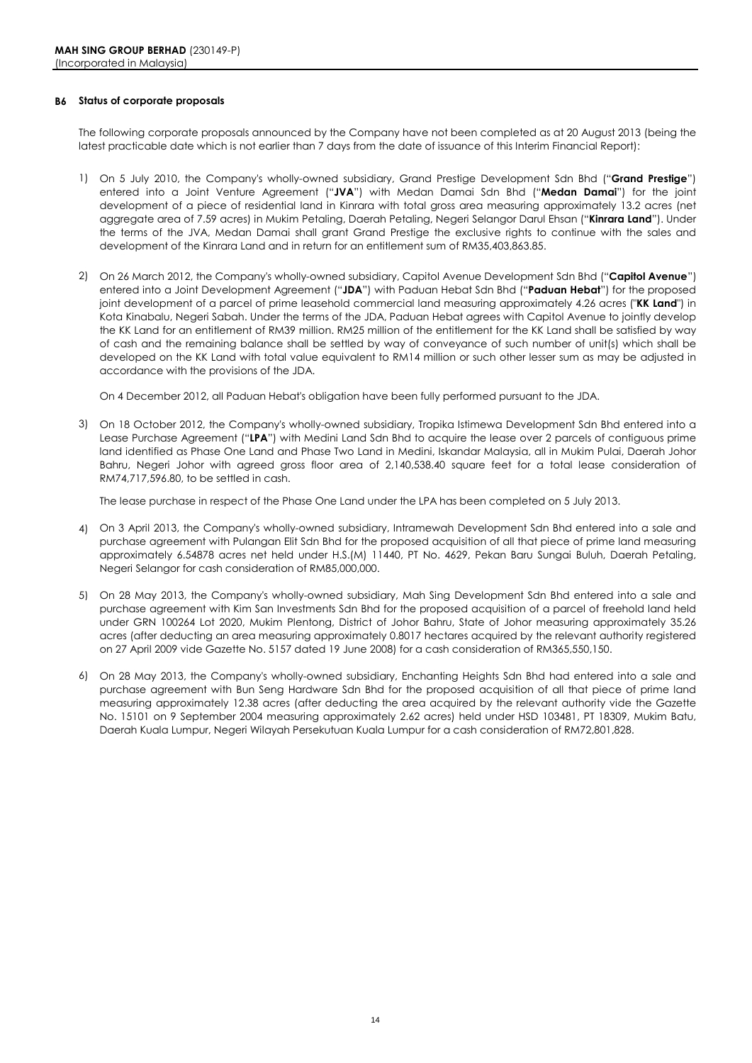**MAH SING GROUP BERHAD** (230149-P)
(Incorporated in Malaysia)

**B6 Status of corporate proposals**

The following corporate proposals announced by the Company have not been completed as at 20 August 2013 (being the latest practicable date which is not earlier than 7 days from the date of issuance of this Interim Financial Report):

1) On 5 July 2010, the Company's wholly-owned subsidiary, Grand Prestige Development Sdn Bhd ("**Grand Prestige**") entered into a Joint Venture Agreement ("**JVA**") with Medan Damai Sdn Bhd ("**Medan Damai**") for the joint development of a piece of residential land in Kinrara with total gross area measuring approximately 13.2 acres (net aggregate area of 7.59 acres) in Mukim Petaling, Daerah Petaling, Negeri Selangor Darul Ehsan ("**Kinrara Land**"). Under the terms of the JVA, Medan Damai shall grant Grand Prestige the exclusive rights to continue with the sales and development of the Kinrara Land and in return for an entitlement sum of RM35,403,863.85.

2) On 26 March 2012, the Company's wholly-owned subsidiary, Capitol Avenue Development Sdn Bhd ("**Capitol Avenue**") entered into a Joint Development Agreement ("**JDA**") with Paduan Hebat Sdn Bhd ("**Paduan Hebat**") for the proposed joint development of a parcel of prime leasehold commercial land measuring approximately 4.26 acres ("**KK Land**") in Kota Kinabalu, Negeri Sabah. Under the terms of the JDA, Paduan Hebat agrees with Capitol Avenue to jointly develop the KK Land for an entitlement of RM39 million. RM25 million of the entitlement for the KK Land shall be satisfied by way of cash and the remaining balance shall be settled by way of conveyance of such number of unit(s) which shall be developed on the KK Land with total value equivalent to RM14 million or such other lesser sum as may be adjusted in accordance with the provisions of the JDA.

   On 4 December 2012, all Paduan Hebat's obligation have been fully performed pursuant to the JDA.

3) On 18 October 2012, the Company's wholly-owned subsidiary, Tropika Istimewa Development Sdn Bhd entered into a Lease Purchase Agreement ("**LPA**") with Medini Land Sdn Bhd to acquire the lease over 2 parcels of contiguous prime land identified as Phase One Land and Phase Two Land in Medini, Iskandar Malaysia, all in Mukim Pulai, Daerah Johor Bahru, Negeri Johor with agreed gross floor area of 2,140,538.40 square feet for a total lease consideration of RM74,717,596.80, to be settled in cash.

   The lease purchase in respect of the Phase One Land under the LPA has been completed on 5 July 2013.

4) On 3 April 2013, the Company's wholly-owned subsidiary, Intramewah Development Sdn Bhd entered into a sale and purchase agreement with Pulangan Elit Sdn Bhd for the proposed acquisition of all that piece of prime land measuring approximately 6.54878 acres net held under H.S.(M) 11440, PT No. 4629, Pekan Baru Sungai Buluh, Daerah Petaling, Negeri Selangor for cash consideration of RM85,000,000.

5) On 28 May 2013, the Company's wholly-owned subsidiary, Mah Sing Development Sdn Bhd entered into a sale and purchase agreement with Kim San Investments Sdn Bhd for the proposed acquisition of a parcel of freehold land held under GRN 100264 Lot 2020, Mukim Plentong, District of Johor Bahru, State of Johor measuring approximately 35.26 acres (after deducting an area measuring approximately 0.8017 hectares acquired by the relevant authority registered on 27 April 2009 vide Gazette No. 5157 dated 19 June 2008) for a cash consideration of RM365,550,150.

6) On 28 May 2013, the Company's wholly-owned subsidiary, Enchanting Heights Sdn Bhd had entered into a sale and purchase agreement with Bun Seng Hardware Sdn Bhd for the proposed acquisition of all that piece of prime land measuring approximately 12.38 acres (after deducting the area acquired by the relevant authority vide the Gazette No. 15101 on 9 September 2004 measuring approximately 2.62 acres) held under HSD 103481, PT 18309, Mukim Batu, Daerah Kuala Lumpur, Negeri Wilayah Persekutuan Kuala Lumpur for a cash consideration of RM72,801,828.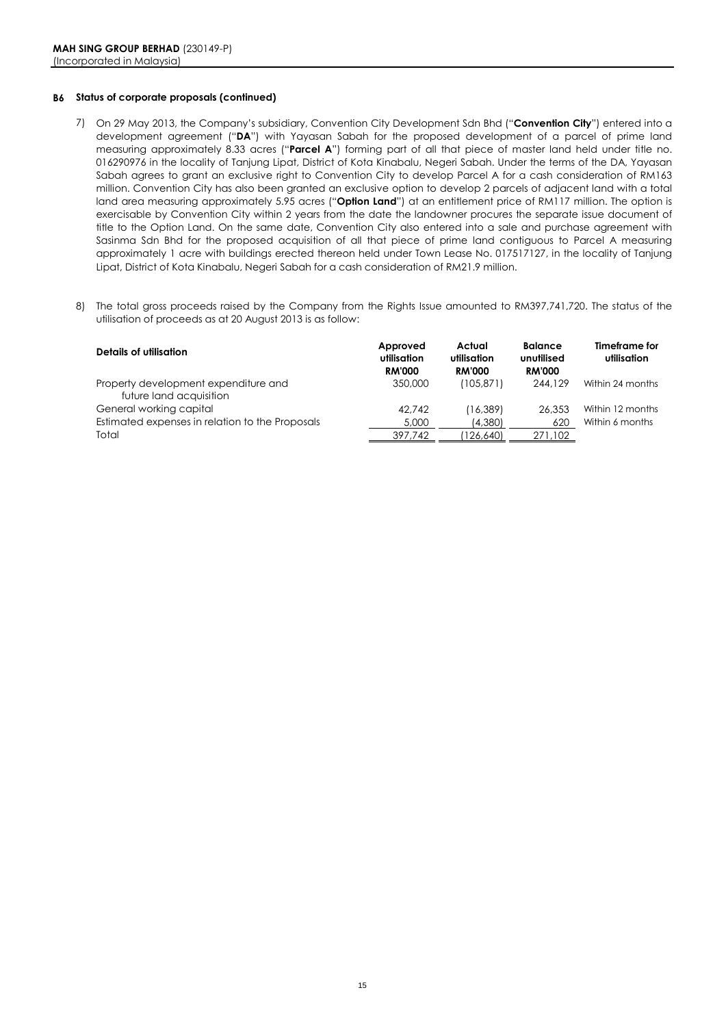**MAH SING GROUP BERHAD** (230149-P)
(Incorporated in Malaysia)

## B6 Status of corporate proposals (continued)

7) On 29 May 2013, the Company's subsidiary, Convention City Development Sdn Bhd ("**Convention City**") entered into a development agreement ("**DA**") with Yayasan Sabah for the proposed development of a parcel of prime land measuring approximately 8.33 acres ("**Parcel A**") forming part of all that piece of master land held under title no. 016290976 in the locality of Tanjung Lipat, District of Kota Kinabalu, Negeri Sabah. Under the terms of the DA, Yayasan Sabah agrees to grant an exclusive right to Convention City to develop Parcel A for a cash consideration of RM163 million. Convention City has also been granted an exclusive option to develop 2 parcels of adjacent land with a total land area measuring approximately 5.95 acres ("**Option Land**") at an entitlement price of RM117 million. The option is exercisable by Convention City within 2 years from the date the landowner procures the separate issue document of title to the Option Land. On the same date, Convention City also entered into a sale and purchase agreement with Sasinma Sdn Bhd for the proposed acquisition of all that piece of prime land contiguous to Parcel A measuring approximately 1 acre with buildings erected thereon held under Town Lease No. 017517127, in the locality of Tanjung Lipat, District of Kota Kinabalu, Negeri Sabah for a cash consideration of RM21.9 million.

8) The total gross proceeds raised by the Company from the Rights Issue amounted to RM397,741,720. The status of the utilisation of proceeds as at 20 August 2013 is as follow:

| Details of utilisation | Approved utilisation RM'000 | Actual utilisation RM'000 | Balance unutilised RM'000 | Timeframe for utilisation |
|---|---|---|---|---|
| Property development expenditure and future land acquisition | 350,000 | (105,871) | 244,129 | Within 24 months |
| General working capital | 42,742 | (16,389) | 26,353 | Within 12 months |
| Estimated expenses in relation to the Proposals | 5,000 | (4,380) | 620 | Within 6 months |
| Total | 397,742 | (126,640) | 271,102 | |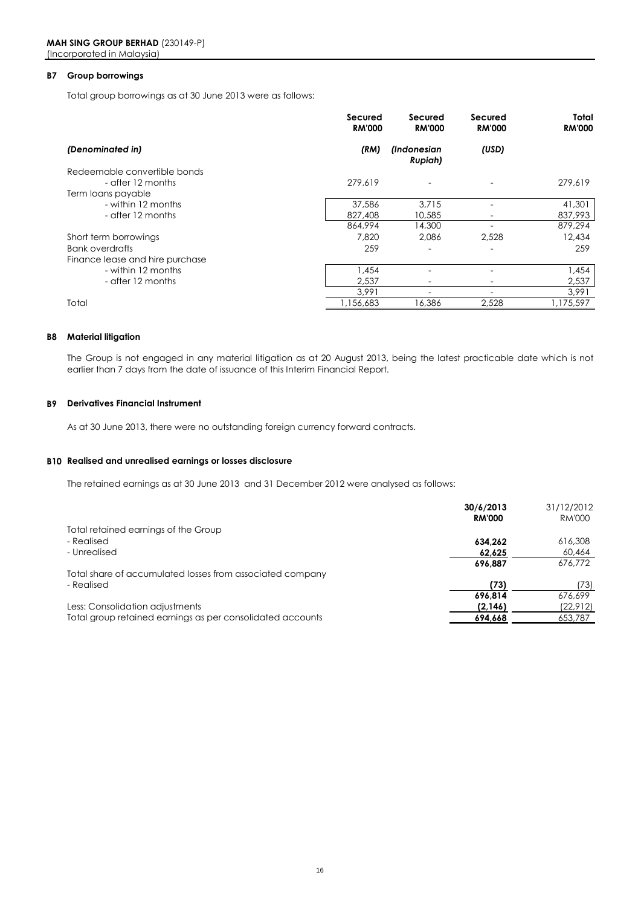**MAH SING GROUP BERHAD** (230149-P)
(Incorporated in Malaysia)

### B7 Group borrowings

Total group borrowings as at 30 June 2013 were as follows:

| | Secured RM'000 | Secured RM'000 | Secured RM'000 | Total RM'000 |
|---|---|---|---|---|
| *(Denominated in)* | *(RM)* | *(Indonesian Rupiah)* | *(USD)* | |
| Redeemable convertible bonds | | | | |
| - after 12 months | 279,619 | - | - | 279,619 |
| Term loans payable | | | | |
| - within 12 months | 37,586 | 3,715 | - | 41,301 |
| - after 12 months | 827,408 | 10,585 | - | 837,993 |
| | 864,994 | 14,300 | - | 879,294 |
| Short term borrowings | 7,820 | 2,086 | 2,528 | 12,434 |
| Bank overdrafts | 259 | - | - | 259 |
| Finance lease and hire purchase | | | | |
| - within 12 months | 1,454 | - | - | 1,454 |
| - after 12 months | 2,537 | - | - | 2,537 |
| | 3,991 | - | - | 3,991 |
| Total | 1,156,683 | 16,386 | 2,528 | 1,175,597 |

### B8 Material litigation

The Group is not engaged in any material litigation as at 20 August 2013, being the latest practicable date which is not earlier than 7 days from the date of issuance of this Interim Financial Report.

### B9 Derivatives Financial Instrument

As at 30 June 2013, there were no outstanding foreign currency forward contracts.

### B10 Realised and unrealised earnings or losses disclosure

The retained earnings as at 30 June 2013 and 31 December 2012 were analysed as follows:

| | 30/6/2013 RM'000 | 31/12/2012 RM'000 |
|---|---|---|
| Total retained earnings of the Group | | |
| - Realised | **634,262** | 616,308 |
| - Unrealised | **62,625** | 60,464 |
| | **696,887** | 676,772 |
| Total share of accumulated losses from associated company | | |
| - Realised | **(73)** | (73) |
| | **696,814** | 676,699 |
| Less: Consolidation adjustments | **(2,146)** | (22,912) |
| Total group retained earnings as per consolidated accounts | **694,668** | 653,787 |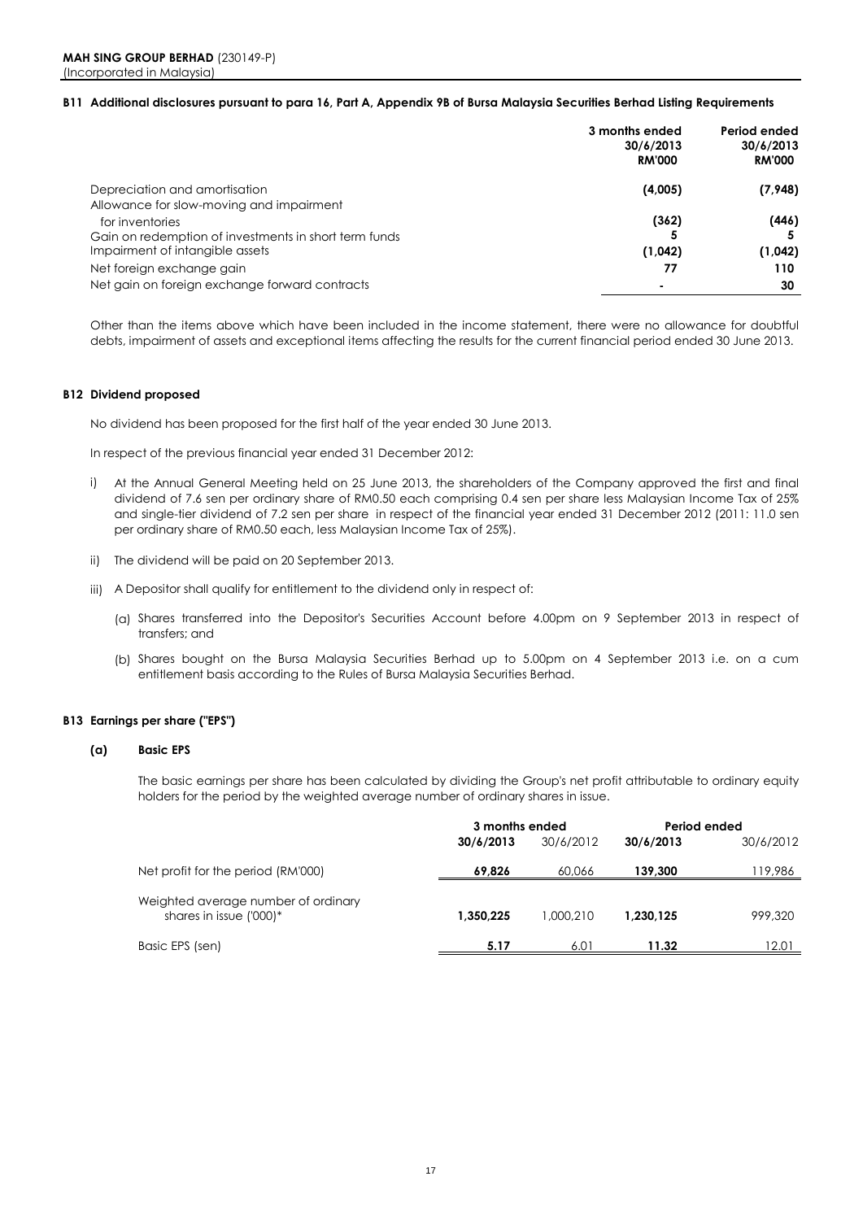**MAH SING GROUP BERHAD** (230149-P)
(Incorporated in Malaysia)

### B11 Additional disclosures pursuant to para 16, Part A, Appendix 9B of Bursa Malaysia Securities Berhad Listing Requirements

| | 3 months ended 30/6/2013 RM'000 | Period ended 30/6/2013 RM'000 |
|---|---|---|
| Depreciation and amortisation | (4,005) | (7,948) |
| Allowance for slow-moving and impairment for inventories | (362) | (446) |
| Gain on redemption of investments in short term funds | 5 | 5 |
| Impairment of intangible assets | (1,042) | (1,042) |
| Net foreign exchange gain | 77 | 110 |
| Net gain on foreign exchange forward contracts | - | 30 |

Other than the items above which have been included in the income statement, there were no allowance for doubtful debts, impairment of assets and exceptional items affecting the results for the current financial period ended 30 June 2013.

### B12 Dividend proposed

No dividend has been proposed for the first half of the year ended 30 June 2013.

In respect of the previous financial year ended 31 December 2012:

i) At the Annual General Meeting held on 25 June 2013, the shareholders of the Company approved the first and final dividend of 7.6 sen per ordinary share of RM0.50 each comprising 0.4 sen per share less Malaysian Income Tax of 25% and single-tier dividend of 7.2 sen per share in respect of the financial year ended 31 December 2012 (2011: 11.0 sen per ordinary share of RM0.50 each, less Malaysian Income Tax of 25%).

ii) The dividend will be paid on 20 September 2013.

iii) A Depositor shall qualify for entitlement to the dividend only in respect of:

(a) Shares transferred into the Depositor's Securities Account before 4.00pm on 9 September 2013 in respect of transfers; and

(b) Shares bought on the Bursa Malaysia Securities Berhad up to 5.00pm on 4 September 2013 i.e. on a cum entitlement basis according to the Rules of Bursa Malaysia Securities Berhad.

### B13 Earnings per share ("EPS")

**(a) Basic EPS**

The basic earnings per share has been calculated by dividing the Group's net profit attributable to ordinary equity holders for the period by the weighted average number of ordinary shares in issue.

| | 3 months ended | | Period ended | |
|---|---|---|---|---|
| | **30/6/2013** | 30/6/2012 | **30/6/2013** | 30/6/2012 |
| Net profit for the period (RM'000) | **69,826** | 60,066 | **139,300** | 119,986 |
| Weighted average number of ordinary shares in issue ('000)* | **1,350,225** | 1,000,210 | **1,230,125** | 999,320 |
| Basic EPS (sen) | **5.17** | 6.01 | **11.32** | 12.01 |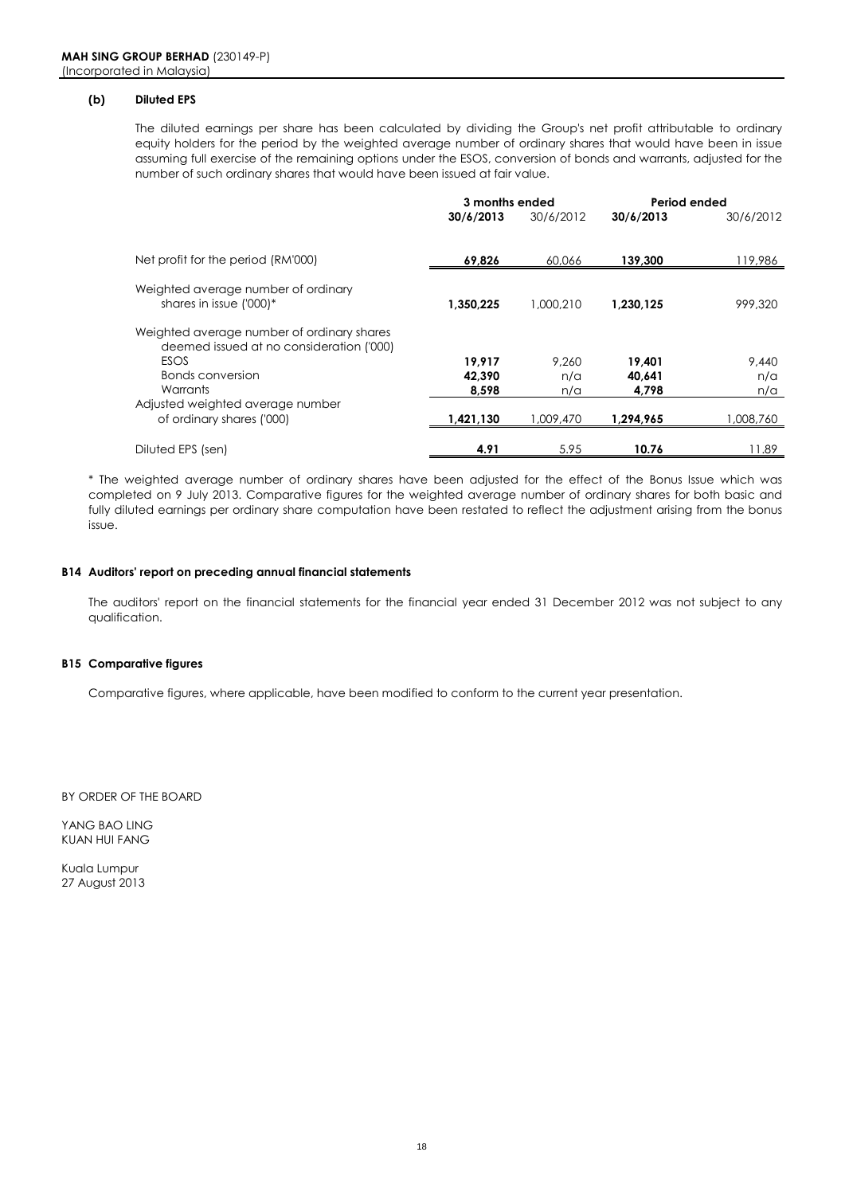**MAH SING GROUP BERHAD** (230149-P)
(Incorporated in Malaysia)

**(b) Diluted EPS**

The diluted earnings per share has been calculated by dividing the Group's net profit attributable to ordinary equity holders for the period by the weighted average number of ordinary shares that would have been in issue assuming full exercise of the remaining options under the ESOS, conversion of bonds and warrants, adjusted for the number of such ordinary shares that would have been issued at fair value.

| | 3 months ended | | Period ended | |
|---|---|---|---|---|
| | **30/6/2013** | 30/6/2012 | **30/6/2013** | 30/6/2012 |
| Net profit for the period (RM'000) | **69,826** | 60,066 | **139,300** | 119,986 |
| Weighted average number of ordinary shares in issue ('000)* | **1,350,225** | 1,000,210 | **1,230,125** | 999,320 |
| Weighted average number of ordinary shares deemed issued at no consideration ('000) | | | | |
| ESOS | **19,917** | 9,260 | **19,401** | 9,440 |
| Bonds conversion | **42,390** | n/a | **40,641** | n/a |
| Warrants | **8,598** | n/a | **4,798** | n/a |
| Adjusted weighted average number of ordinary shares ('000) | **1,421,130** | 1,009,470 | **1,294,965** | 1,008,760 |
| Diluted EPS (sen) | **4.91** | 5.95 | **10.76** | 11.89 |

* The weighted average number of ordinary shares have been adjusted for the effect of the Bonus Issue which was completed on 9 July 2013. Comparative figures for the weighted average number of ordinary shares for both basic and fully diluted earnings per ordinary share computation have been restated to reflect the adjustment arising from the bonus issue.

**B14 Auditors' report on preceding annual financial statements**

The auditors' report on the financial statements for the financial year ended 31 December 2012 was not subject to any qualification.

**B15 Comparative figures**

Comparative figures, where applicable, have been modified to conform to the current year presentation.

BY ORDER OF THE BOARD

YANG BAO LING
KUAN HUI FANG

Kuala Lumpur
27 August 2013